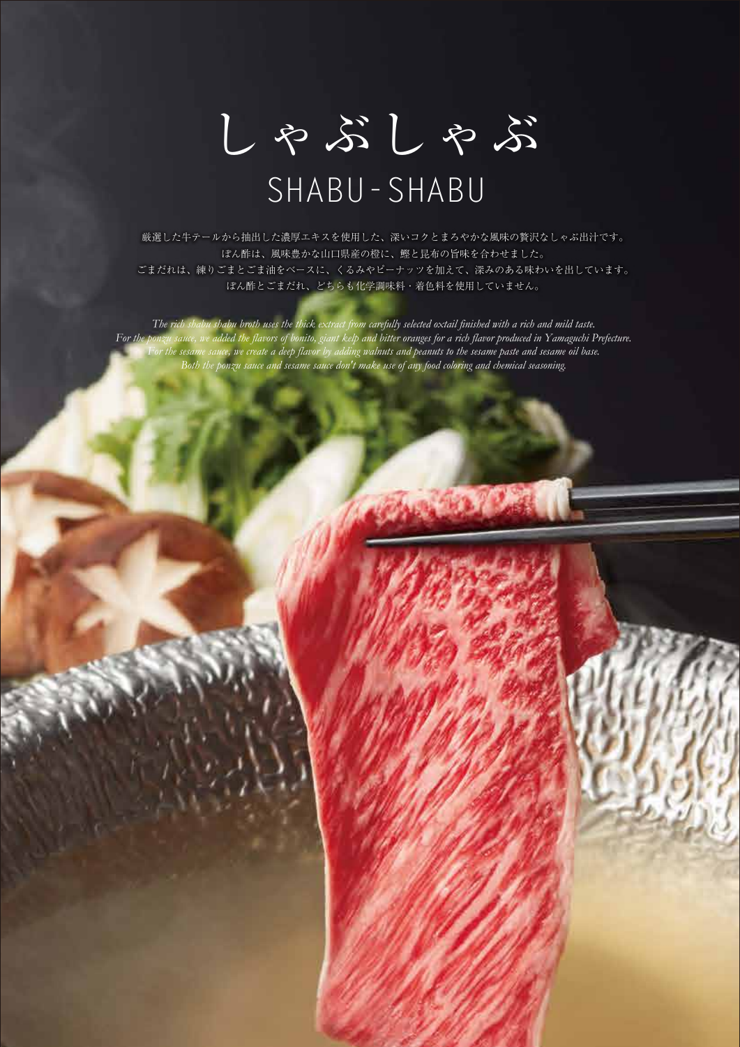# しゃぶしゃぶ
## SHABU-SHABU

厳選した牛テールから抽出した濃厚エキスを使用した、深いコクとまろやかな風味の贅沢なしゃぶ出汁です。
ぽん酢は、風味豊かな山口県産の橙に、鰹と昆布の旨味を合わせました。
ごまだれは、練りごまとごま油をベースに、くるみやピーナッツを加えて、深みのある味わいを出しています。
ぽん酢とごまだれ、どちらも化学調味料・着色料を使用していません。

*The rich shabu shabu broth uses the thick extract from carefully selected oxtail finished with a rich and mild taste.*
*For the ponzu sauce, we added the flavors of bonito, giant kelp and bitter oranges for a rich flavor produced in Yamaguchi Prefecture.*
*For the sesame sauce, we create a deep flavor by adding walnuts and peanuts to the sesame paste and sesame oil base.*
*Both the ponzu sauce and sesame sauce don't make use of any food coloring and chemical seasoning.*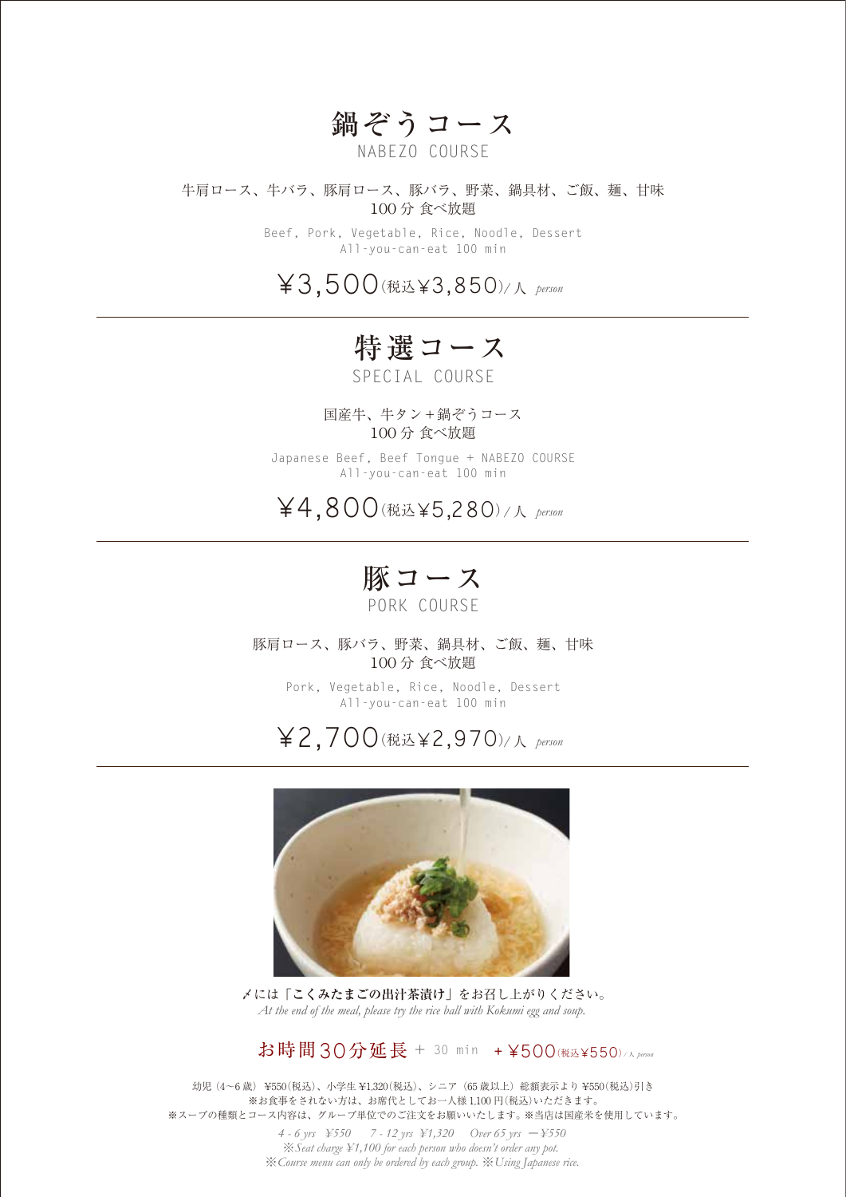# 鍋ぞうコース

NABEZO COURSE

牛肩ロース、牛バラ、豚肩ロース、豚バラ、野菜、鍋具材、ご飯、麺、甘味
100 分 食べ放題

Beef, Pork, Vegetable, Rice, Noodle, Dessert
All-you-can-eat 100 min

¥3,500(税込¥3,850)/人 *person*

---

# 特選コース

SPECIAL COURSE

国産牛、牛タン＋鍋ぞうコース
100 分 食べ放題

Japanese Beef, Beef Tongue + NABEZO COURSE
All-you-can-eat 100 min

¥4,800(税込¥5,280)/人 *person*

---

# 豚コース

PORK COURSE

豚肩ロース、豚バラ、野菜、鍋具材、ご飯、麺、甘味
100 分 食べ放題

Pork, Vegetable, Rice, Noodle, Dessert
All-you-can-eat 100 min

¥2,700(税込¥2,970)/人 *person*

---

〆には「**こくみたまごの出汁茶漬け**」をお召し上がりください。
*At the end of the meal, please try the rice ball with Kokumi egg and soup.*

## お時間30分延長 + 30 min ＋¥500(税込¥550)/人 *person*

幼児（4〜6 歳）¥550(税込)、小学生 ¥1,320(税込)、シニア（65 歳以上）総額表示より ¥550(税込)引き
※お食事をされない方は、お席代としてお一人様 1,100 円(税込)いただきます。
※スープの種類とコース内容は、グループ単位でのご注文をお願いいたします。※当店は国産米を使用しています。

*4 - 6 yrs ¥550　7 - 12 yrs ¥1,320　Over 65 yrs －¥550*
*※Seat charge ¥1,100 for each person who doesn't order any pot.*
*※Course menu can only be ordered by each group. ※Using Japanese rice.*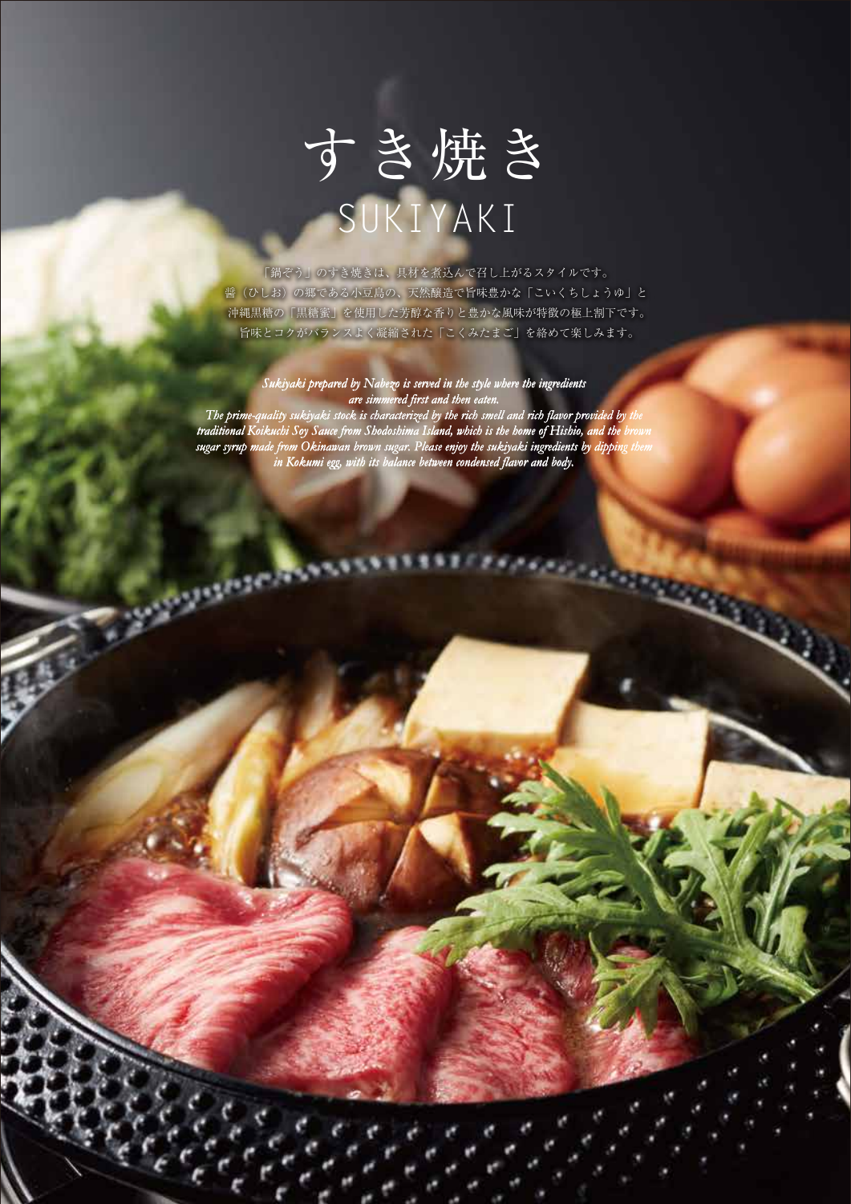# すき焼き
## SUKIYAKI

「鍋ぞう」のすき焼きは、具材を煮込んで召し上がるスタイルです。
醤（ひしお）の郷である小豆島の、天然醸造で旨味豊かな「こいくちしょうゆ」と
沖縄黒糖の「黒糖蜜」を使用した芳醇な香りと豊かな風味が特徴の極上割下です。
旨味とコクがバランスよく凝縮された「こくみたまご」を絡めて楽しみます。

*Sukiyaki prepared by Nabezo is served in the style where the ingredients are simmered first and then eaten.
The prime-quality sukiyaki stock is characterized by the rich smell and rich flavor provided by the traditional Koikuchi Soy Sauce from Shodoshima Island, which is the home of Hishio, and the brown sugar syrup made from Okinawan brown sugar. Please enjoy the sukiyaki ingredients by dipping them in Kokumi egg, with its balance between condensed flavor and body.*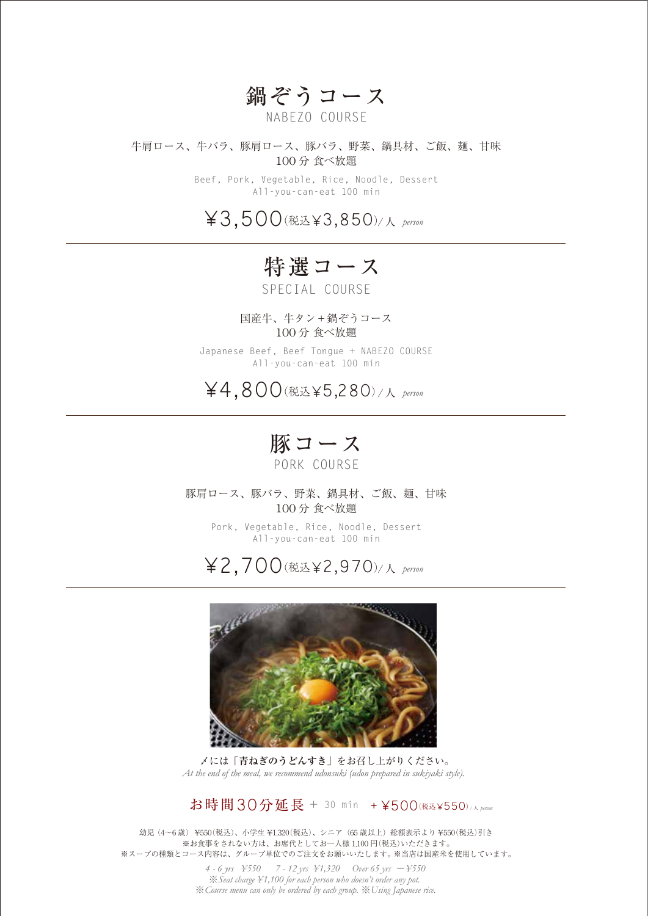## 鍋ぞうコース
NABEZO COURSE

牛肩ロース、牛バラ、豚肩ロース、豚バラ、野菜、鍋具材、ご飯、麺、甘味
100分 食べ放題

Beef, Pork, Vegetable, Rice, Noodle, Dessert
All-you-can-eat 100 min

¥3,500(税込¥3,850)/人 *person*

---

## 特選コース
SPECIAL COURSE

国産牛、牛タン＋鍋ぞうコース
100分 食べ放題

Japanese Beef, Beef Tongue + NABEZO COURSE
All-you-can-eat 100 min

¥4,800(税込¥5,280)/人 *person*

---

## 豚コース
PORK COURSE

豚肩ロース、豚バラ、野菜、鍋具材、ご飯、麺、甘味
100分 食べ放題

Pork, Vegetable, Rice, Noodle, Dessert
All-you-can-eat 100 min

¥2,700(税込¥2,970)/人 *person*

---

〆には「**青ねぎのうどんすき**」をお召し上がりください。
*At the end of the meal, we recommend udonsuki (udon prepared in sukiyaki style).*

**お時間30分延長** + 30 min　+ ¥500(税込¥550)/人 *person*

幼児（4～6歳）¥550(税込)、小学生 ¥1,320(税込)、シニア（65歳以上）総額表示より ¥550(税込)引き
※お食事をされない方は、お席代としてお一人様 1,100円(税込)いただきます。
※スープの種類とコース内容は、グループ単位でのご注文をお願いいたします。※当店は国産米を使用しています。

*4 - 6 yrs　¥550　　7 - 12 yrs　¥1,320　　Over 65 yrs　−¥550*
*※Seat charge ¥1,100 for each person who doesn't order any pot.*
*※Course menu can only be ordered by each group. ※Using Japanese rice.*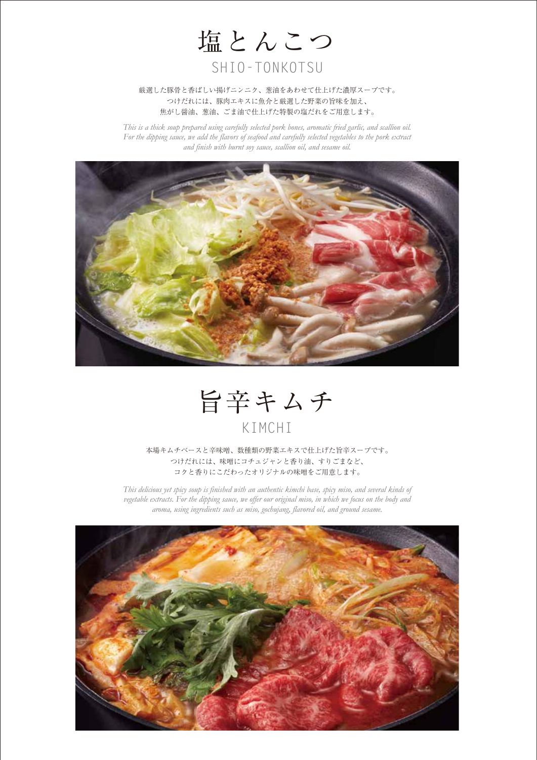# 塩とんこつ

## SHIO-TONKOTSU

厳選した豚骨と香ばしい揚げニンニク、葱油をあわせて仕上げた濃厚スープです。
つけだれには、豚肉エキスに魚介と厳選した野菜の旨味を加え、
焦がし醤油、葱油、ごま油で仕上げた特製の塩だれをご用意します。

*This is a thick soup prepared using carefully selected pork bones, aromatic fried garlic, and scallion oil. For the dipping sauce, we add the flavors of seafood and carefully selected vegetables to the pork extract and finish with burnt soy sauce, scallion oil, and sesame oil.*

# 旨辛キムチ

## KIMCHI

本場キムチベースと辛味噌、数種類の野菜エキスで仕上げた旨辛スープです。
つけだれには、味噌にコチュジャンと香り油、すりごまなど、
コクと香りにこだわったオリジナルの味噌をご用意します。

*This delicious yet spicy soup is finished with an authentic kimchi base, spicy miso, and several kinds of vegetable extracts. For the dipping sauce, we offer our original miso, in which we focus on the body and aroma, using ingredients such as miso, gochujang, flavored oil, and ground sesame.*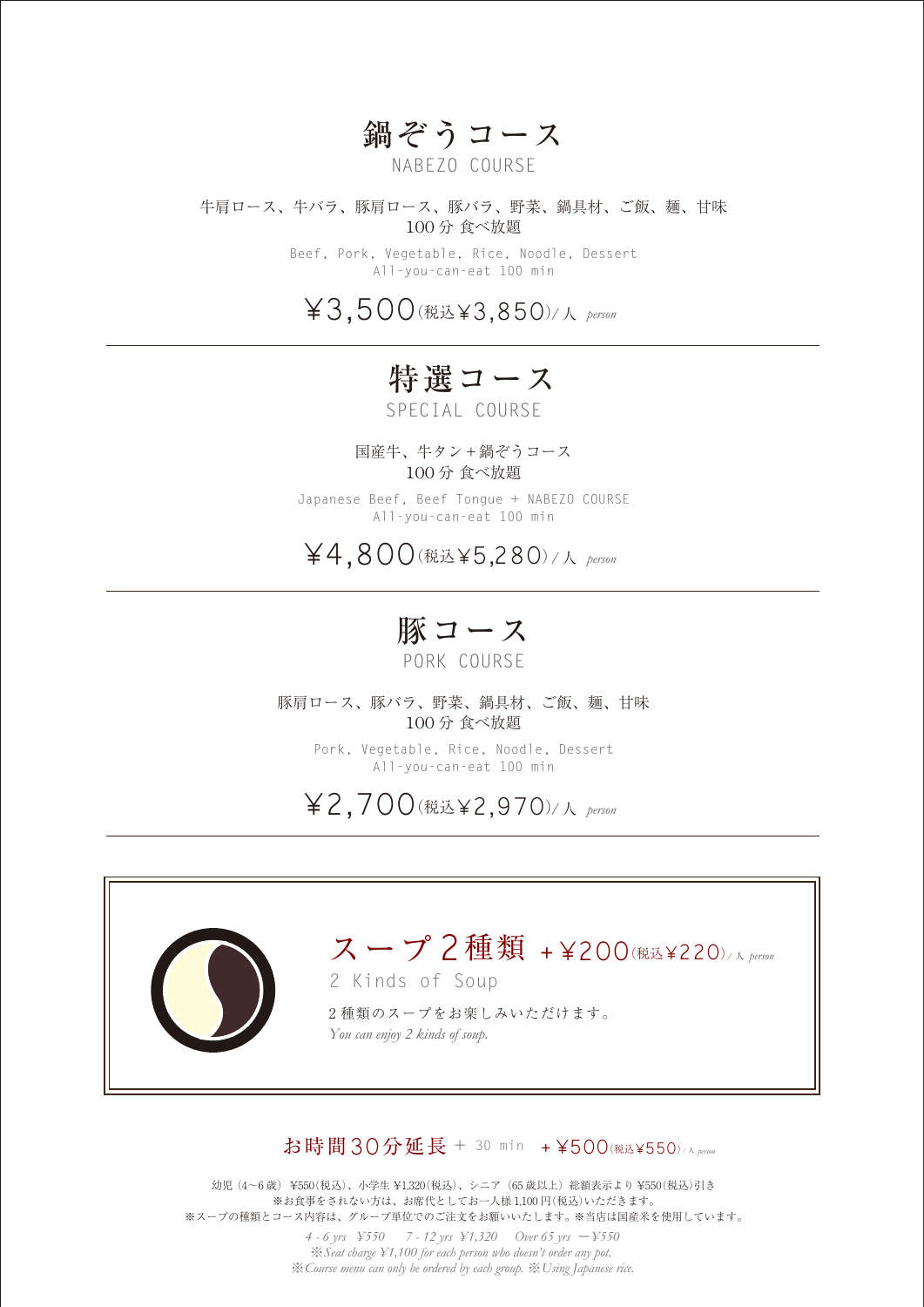## 鍋ぞうコース
NABEZO COURSE

牛肩ロース、牛バラ、豚肩ロース、豚バラ、野菜、鍋具材、ご飯、麺、甘味
100 分 食べ放題

Beef, Pork, Vegetable, Rice, Noodle, Dessert
All-you-can-eat 100 min

¥3,500(税込¥3,850)/人 *person*

---

## 特選コース
SPECIAL COURSE

国産牛、牛タン＋鍋ぞうコース
100 分 食べ放題

Japanese Beef, Beef Tongue + NABEZO COURSE
All-you-can-eat 100 min

¥4,800(税込¥5,280)/人 *person*

---

## 豚コース
PORK COURSE

豚肩ロース、豚バラ、野菜、鍋具材、ご飯、麺、甘味
100 分 食べ放題

Pork, Vegetable, Rice, Noodle, Dessert
All-you-can-eat 100 min

¥2,700(税込¥2,970)/人 *person*

---

## スープ 2 種類 ＋¥200(税込¥220)/人 *person*
2 Kinds of Soup

2 種類のスープをお楽しみいただけます。
*You can enjoy 2 kinds of soup.*

---

**お時間30分延長** + 30 min ＋¥500(税込¥550)/人 *person*

幼児（4〜6 歳）¥550(税込)、小学生 ¥1,320(税込)、シニア（65 歳以上）総額表示より ¥550(税込)引き
※お食事をされない方は、お席代としてお一人様 1,100 円(税込)いただきます。
※スープの種類とコース内容は、グループ単位でのご注文をお願いいたします。※当店は国産米を使用しています。

*4 - 6 yrs ¥550　7 - 12 yrs ¥1,320　Over 65 yrs ー¥550*
*※Seat charge ¥1,100 for each person who doesn't order any pot.*
*※Course menu can only be ordered by each group. ※Using Japanese rice.*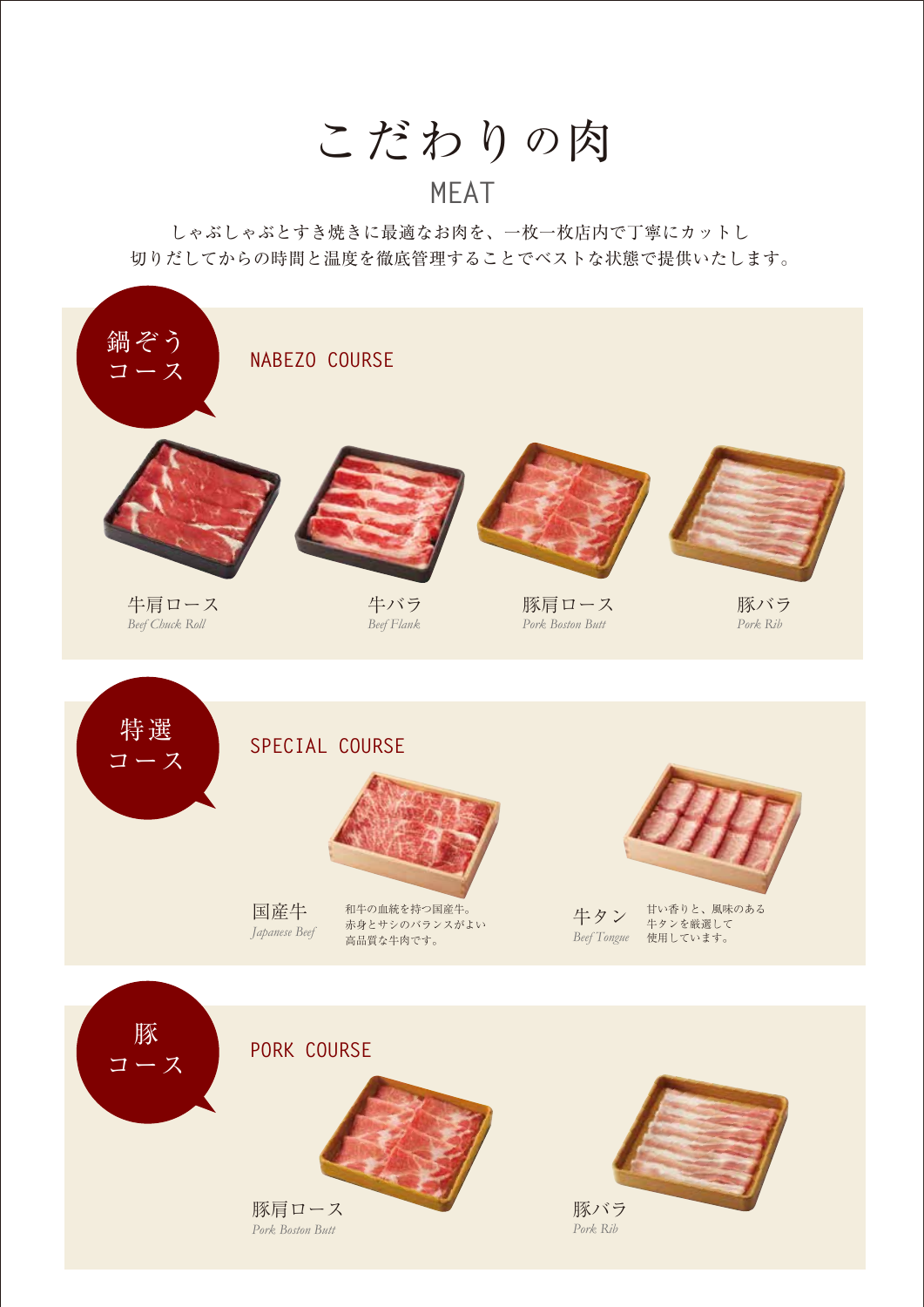# こだわりの肉

MEAT

しゃぶしゃぶとすき焼きに最適なお肉を、一枚一枚店内で丁寧にカットし
切りだしてからの時間と温度を徹底管理することでベストな状態で提供いたします。

## 鍋ぞう コース

NABEZO COURSE

牛肩ロース
*Beef Chuck Roll*

牛バラ
*Beef Flank*

豚肩ロース
*Pork Boston Butt*

豚バラ
*Pork Rib*

## 特選 コース

SPECIAL COURSE

国産牛
*Japanese Beef*

和牛の血統を持つ国産牛。
赤身とサシのバランスがよい
高品質な牛肉です。

牛タン
*Beef Tongue*

甘い香りと、風味のある
牛タンを厳選して
使用しています。

## 豚 コース

PORK COURSE

豚肩ロース
*Pork Boston Butt*

豚バラ
*Pork Rib*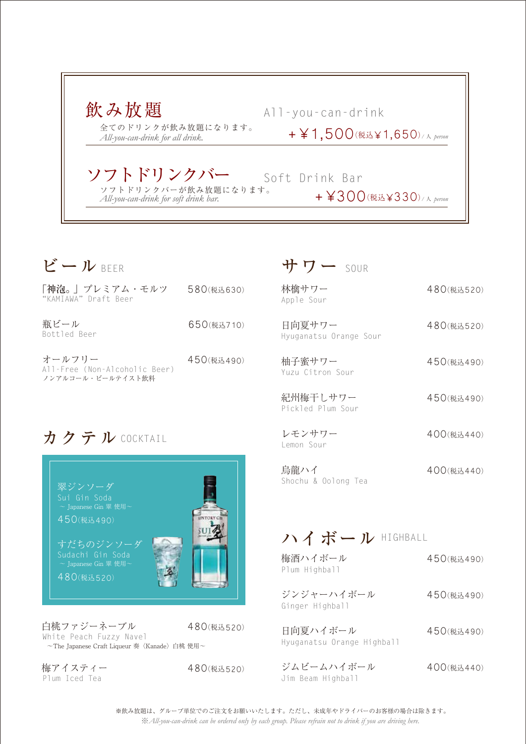## 飲み放題 All-you-can-drink

全てのドリンクが飲み放題になります。
*All-you-can-drink for all drink.*

＋¥1,500（税込¥1,650）/人 person

## ソフトドリンクバー Soft Drink Bar

ソフトドリンクバーが飲み放題になります。
*All-you-can-drink for soft drink bar.*

＋¥300（税込¥330）/人 person

## ビール BEER

| | |
|---|---|
| 「神泡。」プレミアム・モルツ<br>"KAMIAWA" Draft Beer | 580（税込630） |
| 瓶ビール<br>Bottled Beer | 650（税込710） |
| オールフリー<br>All-Free (Non-Alcoholic Beer)<br>ノンアルコール・ビールテイスト飲料 | 450（税込490） |

## カクテル COCKTAIL

翠ジンソーダ
Sui Gin Soda
～Japanese Gin 翠 使用～
450（税込490）

すだちのジンソーダ
Sudachi Gin Soda
～Japanese Gin 翠 使用～
480（税込520）

| | |
|---|---|
| 白桃ファジーネーブル<br>White Peach Fuzzy Navel<br>～The Japanese Craft Liqueur 奏〈Kanade〉白桃 使用～ | 480（税込520） |
| 梅アイスティー<br>Plum Iced Tea | 480（税込520） |

## サワー SOUR

| | |
|---|---|
| 林檎サワー<br>Apple Sour | 480（税込520） |
| 日向夏サワー<br>Hyuganatsu Orange Sour | 480（税込520） |
| 柚子蜜サワー<br>Yuzu Citron Sour | 450（税込490） |
| 紀州梅干しサワー<br>Pickled Plum Sour | 450（税込490） |
| レモンサワー<br>Lemon Sour | 400（税込440） |
| 烏龍ハイ<br>Shochu & Oolong Tea | 400（税込440） |

## ハイボール HIGHBALL

| | |
|---|---|
| 梅酒ハイボール<br>Plum Highball | 450（税込490） |
| ジンジャーハイボール<br>Ginger Highball | 450（税込490） |
| 日向夏ハイボール<br>Hyuganatsu Orange Highball | 450（税込490） |
| ジムビームハイボール<br>Jim Beam Highball | 400（税込440） |

※飲み放題は、グループ単位でのご注文をお願いいたします。ただし、未成年やドライバーのお客様の場合は除きます。
※*All-you-can-drink can be ordered only by each group. Please refrain not to drink if you are driving here.*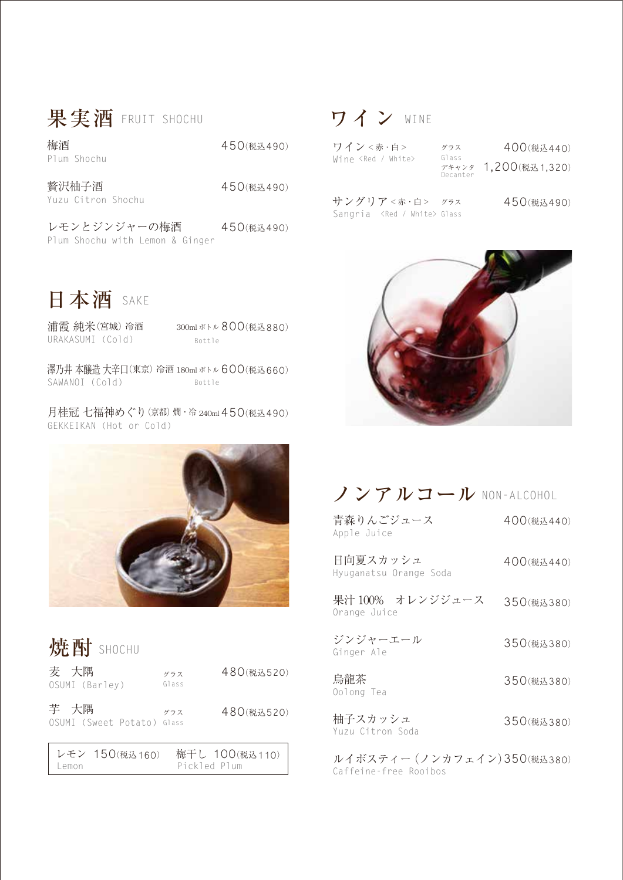## 果実酒 FRUIT SHOCHU

梅酒 450(税込490)
Plum Shochu

贅沢柚子酒 450(税込490)
Yuzu Citron Shochu

レモンとジンジャーの梅酒 450(税込490)
Plum Shochu with Lemon & Ginger

## 日本酒 SAKE

浦霞 純米(宮城) 冷酒 300mlボトル 800(税込880)
URAKASUMI (Cold) Bottle

澤乃井 本醸造 大辛口(東京) 冷酒 180mlボトル 600(税込660)
SAWANOI (Cold) Bottle

月桂冠 七福神めぐり(京都) 燗・冷 240ml 450(税込490)
GEKKEIKAN (Hot or Cold)

## 焼酎 SHOCHU

麦 大隅 グラス Glass 480(税込520)
OSUMI (Barley)

芋 大隅 グラス Glass 480(税込520)
OSUMI (Sweet Potato)

レモン 150(税込160) Lemon
梅干し 100(税込110) Pickled Plum

## ワイン WINE

ワイン<赤・白> Wine <Red / White>
グラス Glass 400(税込440)
デキャンタ Decanter 1,200(税込1,320)

サングリア<赤・白> Sangria <Red / White> グラス Glass 450(税込490)

## ノンアルコール NON-ALCOHOL

青森りんごジュース 400(税込440)
Apple Juice

日向夏スカッシュ 400(税込440)
Hyuganatsu Orange Soda

果汁100% オレンジジュース 350(税込380)
Orange Juice

ジンジャーエール 350(税込380)
Ginger Ale

烏龍茶 350(税込380)
Oolong Tea

柚子スカッシュ 350(税込380)
Yuzu Citron Soda

ルイボスティー(ノンカフェイン) 350(税込380)
Caffeine-free Rooibos